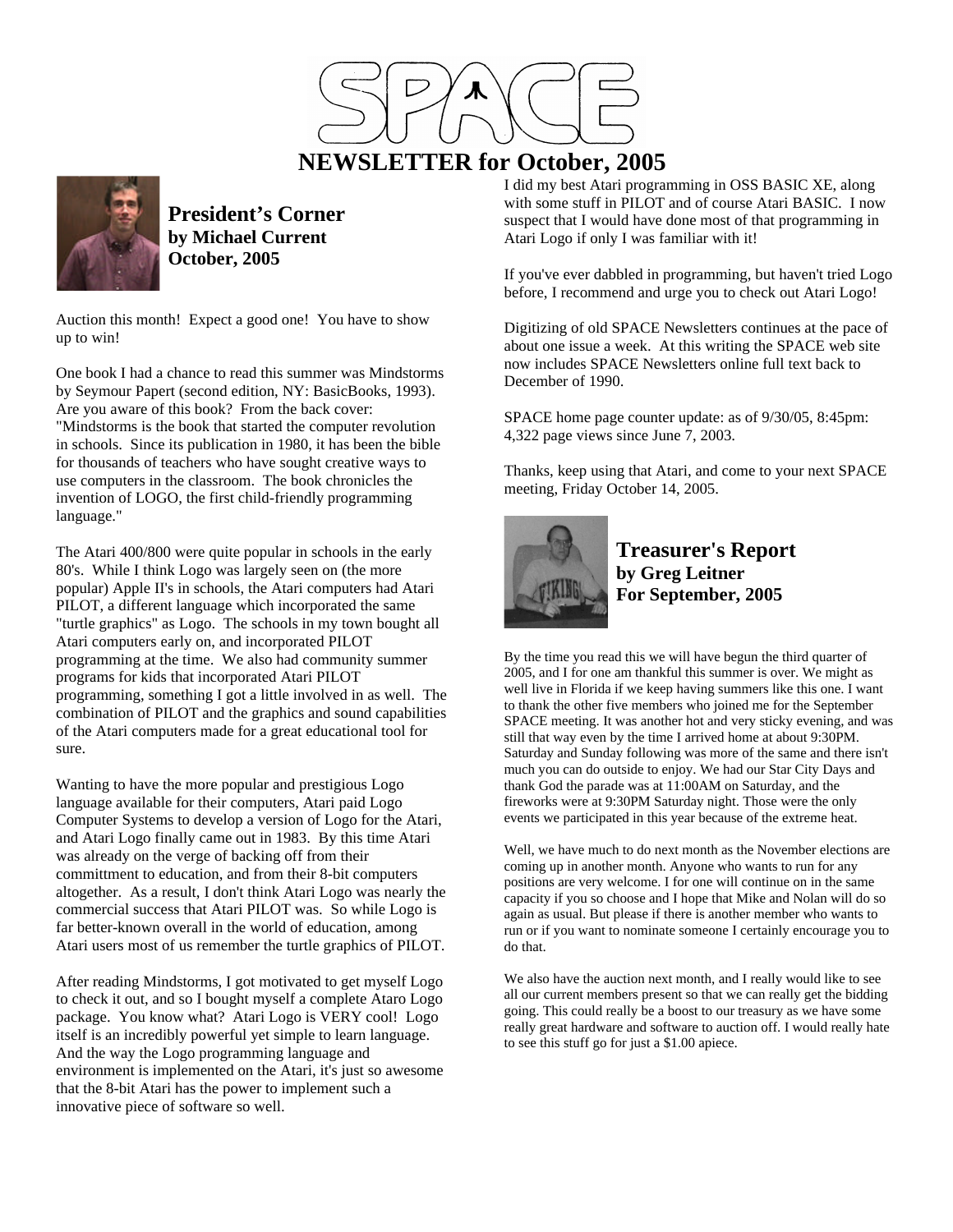# SPACE

# NEWSLETTER for October, 2005

## President's Corner
**by Michael Current**
**October, 2005**

Auction this month! Expect a good one! You have to show up to win!

One book I had a chance to read this summer was Mindstorms by Seymour Papert (second edition, NY: BasicBooks, 1993). Are you aware of this book? From the back cover: "Mindstorms is the book that started the computer revolution in schools. Since its publication in 1980, it has been the bible for thousands of teachers who have sought creative ways to use computers in the classroom. The book chronicles the invention of LOGO, the first child-friendly programming language."

The Atari 400/800 were quite popular in schools in the early 80's. While I think Logo was largely seen on (the more popular) Apple II's in schools, the Atari computers had Atari PILOT, a different language which incorporated the same "turtle graphics" as Logo. The schools in my town bought all Atari computers early on, and incorporated PILOT programming at the time. We also had community summer programs for kids that incorporated Atari PILOT programming, something I got a little involved in as well. The combination of PILOT and the graphics and sound capabilities of the Atari computers made for a great educational tool for sure.

Wanting to have the more popular and prestigious Logo language available for their computers, Atari paid Logo Computer Systems to develop a version of Logo for the Atari, and Atari Logo finally came out in 1983. By this time Atari was already on the verge of backing off from their committment to education, and from their 8-bit computers altogether. As a result, I don't think Atari Logo was nearly the commercial success that Atari PILOT was. So while Logo is far better-known overall in the world of education, among Atari users most of us remember the turtle graphics of PILOT.

After reading Mindstorms, I got motivated to get myself Logo to check it out, and so I bought myself a complete Ataro Logo package. You know what? Atari Logo is VERY cool! Logo itself is an incredibly powerful yet simple to learn language. And the way the Logo programming language and environment is implemented on the Atari, it's just so awesome that the 8-bit Atari has the power to implement such a innovative piece of software so well.

I did my best Atari programming in OSS BASIC XE, along with some stuff in PILOT and of course Atari BASIC. I now suspect that I would have done most of that programming in Atari Logo if only I was familiar with it!

If you've ever dabbled in programming, but haven't tried Logo before, I recommend and urge you to check out Atari Logo!

Digitizing of old SPACE Newsletters continues at the pace of about one issue a week. At this writing the SPACE web site now includes SPACE Newsletters online full text back to December of 1990.

SPACE home page counter update: as of 9/30/05, 8:45pm: 4,322 page views since June 7, 2003.

Thanks, keep using that Atari, and come to your next SPACE meeting, Friday October 14, 2005.

## Treasurer's Report
**by Greg Leitner**
**For September, 2005**

By the time you read this we will have begun the third quarter of 2005, and I for one am thankful this summer is over. We might as well live in Florida if we keep having summers like this one. I want to thank the other five members who joined me for the September SPACE meeting. It was another hot and very sticky evening, and was still that way even by the time I arrived home at about 9:30PM. Saturday and Sunday following was more of the same and there isn't much you can do outside to enjoy. We had our Star City Days and thank God the parade was at 11:00AM on Saturday, and the fireworks were at 9:30PM Saturday night. Those were the only events we participated in this year because of the extreme heat.

Well, we have much to do next month as the November elections are coming up in another month. Anyone who wants to run for any positions are very welcome. I for one will continue on in the same capacity if you so choose and I hope that Mike and Nolan will do so again as usual. But please if there is another member who wants to run or if you want to nominate someone I certainly encourage you to do that.

We also have the auction next month, and I really would like to see all our current members present so that we can really get the bidding going. This could really be a boost to our treasury as we have some really great hardware and software to auction off. I would really hate to see this stuff go for just a $1.00 apiece.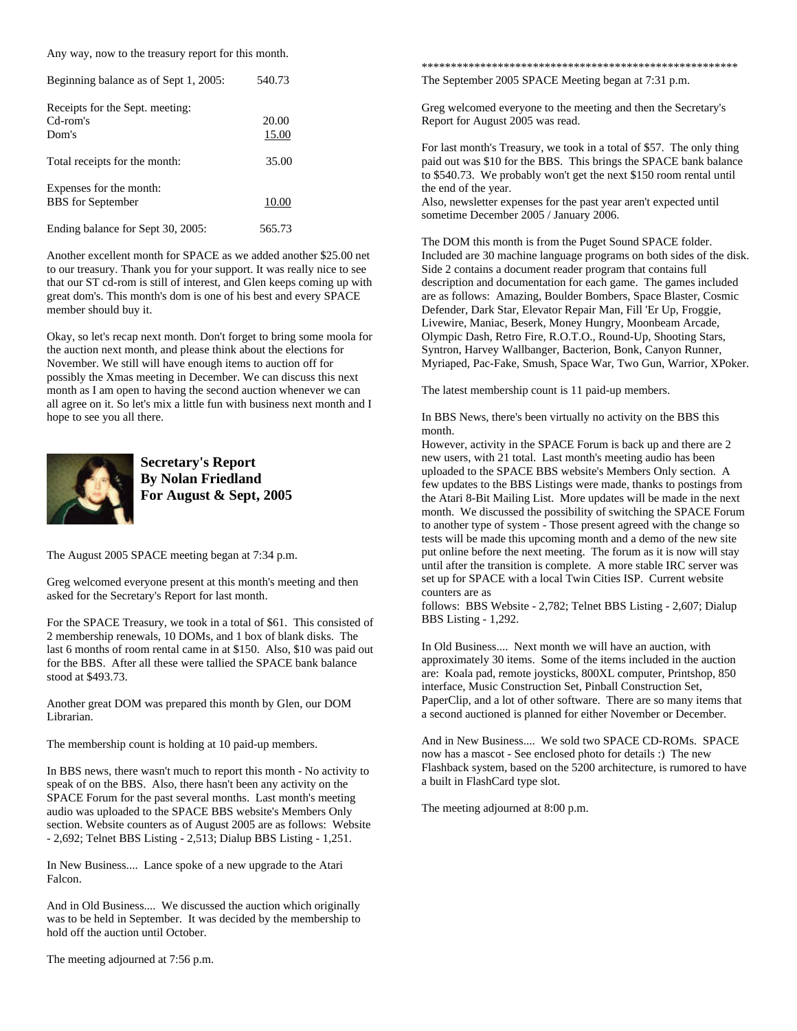Any way, now to the treasury report for this month.

| | |
|---|---|
| Beginning balance as of Sept 1, 2005: | 540.73 |
| Receipts for the Sept. meeting: | |
| Cd-rom's | 20.00 |
| Dom's | 15.00 |
| Total receipts for the month: | 35.00 |
| Expenses for the month: | |
| BBS for September | 10.00 |
| Ending balance for Sept 30, 2005: | 565.73 |

Another excellent month for SPACE as we added another $25.00 net to our treasury. Thank you for your support. It was really nice to see that our ST cd-rom is still of interest, and Glen keeps coming up with great dom's. This month's dom is one of his best and every SPACE member should buy it.

Okay, so let's recap next month. Don't forget to bring some moola for the auction next month, and please think about the elections for November. We still will have enough items to auction off for possibly the Xmas meeting in December. We can discuss this next month as I am open to having the second auction whenever we can all agree on it. So let's mix a little fun with business next month and I hope to see you all there.

## Secretary's Report
## By Nolan Friedland
## For August & Sept, 2005

The August 2005 SPACE meeting began at 7:34 p.m.

Greg welcomed everyone present at this month's meeting and then asked for the Secretary's Report for last month.

For the SPACE Treasury, we took in a total of $61. This consisted of 2 membership renewals, 10 DOMs, and 1 box of blank disks. The last 6 months of room rental came in at $150. Also, $10 was paid out for the BBS. After all these were tallied the SPACE bank balance stood at $493.73.

Another great DOM was prepared this month by Glen, our DOM Librarian.

The membership count is holding at 10 paid-up members.

In BBS news, there wasn't much to report this month - No activity to speak of on the BBS. Also, there hasn't been any activity on the SPACE Forum for the past several months. Last month's meeting audio was uploaded to the SPACE BBS website's Members Only section. Website counters as of August 2005 are as follows: Website - 2,692; Telnet BBS Listing - 2,513; Dialup BBS Listing - 1,251.

In New Business.... Lance spoke of a new upgrade to the Atari Falcon.

And in Old Business.... We discussed the auction which originally was to be held in September. It was decided by the membership to hold off the auction until October.

The meeting adjourned at 7:56 p.m.

*******************************************************

The September 2005 SPACE Meeting began at 7:31 p.m.

Greg welcomed everyone to the meeting and then the Secretary's Report for August 2005 was read.

For last month's Treasury, we took in a total of $57. The only thing paid out was $10 for the BBS. This brings the SPACE bank balance to $540.73. We probably won't get the next $150 room rental until the end of the year.
Also, newsletter expenses for the past year aren't expected until sometime December 2005 / January 2006.

The DOM this month is from the Puget Sound SPACE folder. Included are 30 machine language programs on both sides of the disk. Side 2 contains a document reader program that contains full description and documentation for each game. The games included are as follows: Amazing, Boulder Bombers, Space Blaster, Cosmic Defender, Dark Star, Elevator Repair Man, Fill 'Er Up, Froggie, Livewire, Maniac, Beserk, Money Hungry, Moonbeam Arcade, Olympic Dash, Retro Fire, R.O.T.O., Round-Up, Shooting Stars, Syntron, Harvey Wallbanger, Bacterion, Bonk, Canyon Runner, Myriaped, Pac-Fake, Smush, Space War, Two Gun, Warrior, XPoker.

The latest membership count is 11 paid-up members.

In BBS News, there's been virtually no activity on the BBS this month.
However, activity in the SPACE Forum is back up and there are 2 new users, with 21 total. Last month's meeting audio has been uploaded to the SPACE BBS website's Members Only section. A few updates to the BBS Listings were made, thanks to postings from the Atari 8-Bit Mailing List. More updates will be made in the next month. We discussed the possibility of switching the SPACE Forum to another type of system - Those present agreed with the change so tests will be made this upcoming month and a demo of the new site put online before the next meeting. The forum as it is now will stay until after the transition is complete. A more stable IRC server was set up for SPACE with a local Twin Cities ISP. Current website counters are as
follows: BBS Website - 2,782; Telnet BBS Listing - 2,607; Dialup BBS Listing - 1,292.

In Old Business.... Next month we will have an auction, with approximately 30 items. Some of the items included in the auction are: Koala pad, remote joysticks, 800XL computer, Printshop, 850 interface, Music Construction Set, Pinball Construction Set, PaperClip, and a lot of other software. There are so many items that a second auctioned is planned for either November or December.

And in New Business.... We sold two SPACE CD-ROMs. SPACE now has a mascot - See enclosed photo for details :) The new Flashback system, based on the 5200 architecture, is rumored to have a built in FlashCard type slot.

The meeting adjourned at 8:00 p.m.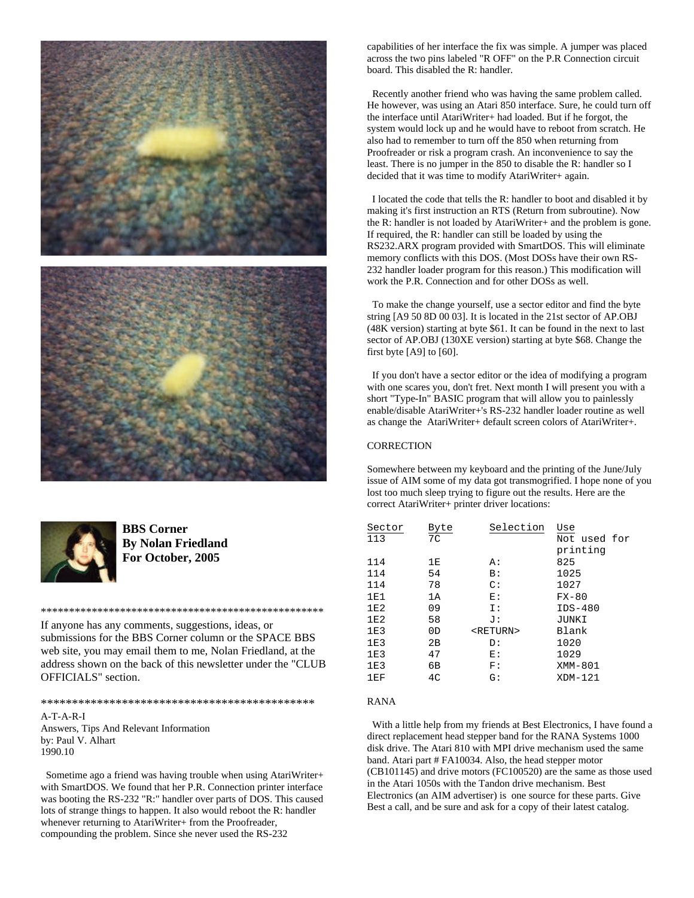**BBS Corner**
**By Nolan Friedland**
**For October, 2005**

\*\*\*\*\*\*\*\*\*\*\*\*\*\*\*\*\*\*\*\*\*\*\*\*\*\*\*\*\*\*\*\*\*\*\*\*\*\*\*\*\*\*\*\*\*\*\*\*\*\*\*\*\*\*

If anyone has any comments, suggestions, ideas, or submissions for the BBS Corner column or the SPACE BBS web site, you may email them to me, Nolan Friedland, at the address shown on the back of this newsletter under the "CLUB OFFICIALS" section.

\*\*\*\*\*\*\*\*\*\*\*\*\*\*\*\*\*\*\*\*\*\*\*\*\*\*\*\*\*\*\*\*\*\*\*\*\*\*\*\*\*\*\*\*\*\*\*\*\*\*

A-T-A-R-I
Answers, Tips And Relevant Information
by: Paul V. Alhart
1990.10

Sometime ago a friend was having trouble when using AtariWriter+ with SmartDOS. We found that her P.R. Connection printer interface was booting the RS-232 "R:" handler over parts of DOS. This caused lots of strange things to happen. It also would reboot the R: handler whenever returning to AtariWriter+ from the Proofreader, compounding the problem. Since she never used the RS-232 capabilities of her interface the fix was simple. A jumper was placed across the two pins labeled "R OFF" on the P.R Connection circuit board. This disabled the R: handler.

Recently another friend who was having the same problem called. He however, was using an Atari 850 interface. Sure, he could turn off the interface until AtariWriter+ had loaded. But if he forgot, the system would lock up and he would have to reboot from scratch. He also had to remember to turn off the 850 when returning from Proofreader or risk a program crash. An inconvenience to say the least. There is no jumper in the 850 to disable the R: handler so I decided that it was time to modify AtariWriter+ again.

I located the code that tells the R: handler to boot and disabled it by making it's first instruction an RTS (Return from subroutine). Now the R: handler is not loaded by AtariWriter+ and the problem is gone. If required, the R: handler can still be loaded by using the RS232.ARX program provided with SmartDOS. This will eliminate memory conflicts with this DOS. (Most DOSs have their own RS-232 handler loader program for this reason.) This modification will work the P.R. Connection and for other DOSs as well.

To make the change yourself, use a sector editor and find the byte string [A9 50 8D 00 03]. It is located in the 21st sector of AP.OBJ (48K version) starting at byte $61. It can be found in the next to last sector of AP.OBJ (130XE version) starting at byte $68. Change the first byte [A9] to [60].

If you don't have a sector editor or the idea of modifying a program with one scares you, don't fret. Next month I will present you with a short "Type-In" BASIC program that will allow you to painlessly enable/disable AtariWriter+'s RS-232 handler loader routine as well as change the AtariWriter+ default screen colors of AtariWriter+.

CORRECTION

Somewhere between my keyboard and the printing of the June/July issue of AIM some of my data got transmogrified. I hope none of you lost too much sleep trying to figure out the results. Here are the correct AtariWriter+ printer driver locations:

| Sector | Byte | Selection | Use |
|---|---|---|---|
| 113 | 7C | | Not used for printing |
| 114 | 1E | A: | 825 |
| 114 | 54 | B: | 1025 |
| 114 | 78 | C: | 1027 |
| 1E1 | 1A | E: | FX-80 |
| 1E2 | 09 | I: | IDS-480 |
| 1E2 | 58 | J: | JUNKI |
| 1E3 | 0D | <RETURN> | Blank |
| 1E3 | 2B | D: | 1020 |
| 1E3 | 47 | E: | 1029 |
| 1E3 | 6B | F: | XMM-801 |
| 1EF | 4C | G: | XDM-121 |

RANA

With a little help from my friends at Best Electronics, I have found a direct replacement head stepper band for the RANA Systems 1000 disk drive. The Atari 810 with MPI drive mechanism used the same band. Atari part # FA10034. Also, the head stepper motor (CB101145) and drive motors (FC100520) are the same as those used in the Atari 1050s with the Tandon drive mechanism. Best Electronics (an AIM advertiser) is one source for these parts. Give Best a call, and be sure and ask for a copy of their latest catalog.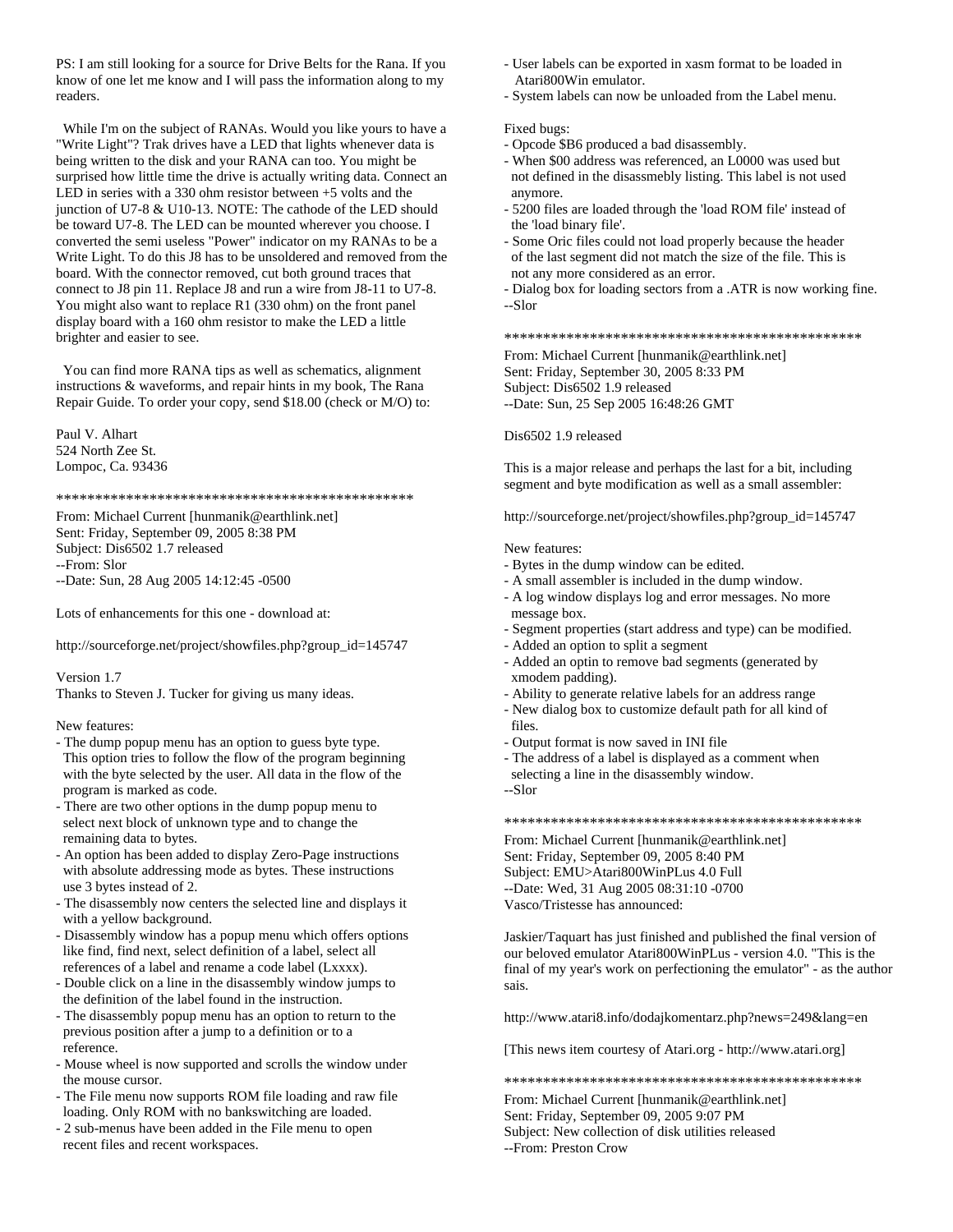PS: I am still looking for a source for Drive Belts for the Rana. If you know of one let me know and I will pass the information along to my readers.

While I'm on the subject of RANAs. Would you like yours to have a "Write Light"? Trak drives have a LED that lights whenever data is being written to the disk and your RANA can too. You might be surprised how little time the drive is actually writing data. Connect an LED in series with a 330 ohm resistor between +5 volts and the junction of U7-8 & U10-13. NOTE: The cathode of the LED should be toward U7-8. The LED can be mounted wherever you choose. I converted the semi useless "Power" indicator on my RANAs to be a Write Light. To do this J8 has to be unsoldered and removed from the board. With the connector removed, cut both ground traces that connect to J8 pin 11. Replace J8 and run a wire from J8-11 to U7-8. You might also want to replace R1 (330 ohm) on the front panel display board with a 160 ohm resistor to make the LED a little brighter and easier to see.

You can find more RANA tips as well as schematics, alignment instructions & waveforms, and repair hints in my book, The Rana Repair Guide. To order your copy, send $18.00 (check or M/O) to:

Paul V. Alhart
524 North Zee St.
Lompoc, Ca. 93436

************************************************

From: Michael Current [hunmanik@earthlink.net]
Sent: Friday, September 09, 2005 8:38 PM
Subject: Dis6502 1.7 released
--From: Slor
--Date: Sun, 28 Aug 2005 14:12:45 -0500

Lots of enhancements for this one - download at:

http://sourceforge.net/project/showfiles.php?group_id=145747

Version 1.7
Thanks to Steven J. Tucker for giving us many ideas.

New features:
- The dump popup menu has an option to guess byte type. This option tries to follow the flow of the program beginning with the byte selected by the user. All data in the flow of the program is marked as code.
- There are two other options in the dump popup menu to select next block of unknown type and to change the remaining data to bytes.
- An option has been added to display Zero-Page instructions with absolute addressing mode as bytes. These instructions use 3 bytes instead of 2.
- The disassembly now centers the selected line and displays it with a yellow background.
- Disassembly window has a popup menu which offers options like find, find next, select definition of a label, select all references of a label and rename a code label (Lxxxx).
- Double click on a line in the disassembly window jumps to the definition of the label found in the instruction.
- The disassembly popup menu has an option to return to the previous position after a jump to a definition or to a reference.
- Mouse wheel is now supported and scrolls the window under the mouse cursor.
- The File menu now supports ROM file loading and raw file loading. Only ROM with no bankswitching are loaded.
- 2 sub-menus have been added in the File menu to open recent files and recent workspaces.
- User labels can be exported in xasm format to be loaded in Atari800Win emulator.
- System labels can now be unloaded from the Label menu.

Fixed bugs:
- Opcode $B6 produced a bad disassembly.
- When $00 address was referenced, an L0000 was used but not defined in the disassmebly listing. This label is not used anymore.
- 5200 files are loaded through the 'load ROM file' instead of the 'load binary file'.
- Some Oric files could not load properly because the header of the last segment did not match the size of the file. This is not any more considered as an error.
- Dialog box for loading sectors from a .ATR is now working fine.
--Slor

************************************************

From: Michael Current [hunmanik@earthlink.net]
Sent: Friday, September 30, 2005 8:33 PM
Subject: Dis6502 1.9 released
--Date: Sun, 25 Sep 2005 16:48:26 GMT

Dis6502 1.9 released

This is a major release and perhaps the last for a bit, including segment and byte modification as well as a small assembler:

http://sourceforge.net/project/showfiles.php?group_id=145747

New features:
- Bytes in the dump window can be edited.
- A small assembler is included in the dump window.
- A log window displays log and error messages. No more message box.
- Segment properties (start address and type) can be modified.
- Added an option to split a segment
- Added an optin to remove bad segments (generated by xmodem padding).
- Ability to generate relative labels for an address range
- New dialog box to customize default path for all kind of files.
- Output format is now saved in INI file
- The address of a label is displayed as a comment when selecting a line in the disassembly window.
--Slor

************************************************

From: Michael Current [hunmanik@earthlink.net]
Sent: Friday, September 09, 2005 8:40 PM
Subject: EMU>Atari800WinPLus 4.0 Full
--Date: Wed, 31 Aug 2005 08:31:10 -0700
Vasco/Tristesse has announced:

Jaskier/Taquart has just finished and published the final version of our beloved emulator Atari800WinPLus - version 4.0. "This is the final of my year's work on perfectioning the emulator" - as the author sais.

http://www.atari8.info/dodajkomentarz.php?news=249&lang=en

[This news item courtesy of Atari.org - http://www.atari.org]

************************************************

From: Michael Current [hunmanik@earthlink.net]
Sent: Friday, September 09, 2005 9:07 PM
Subject: New collection of disk utilities released
--From: Preston Crow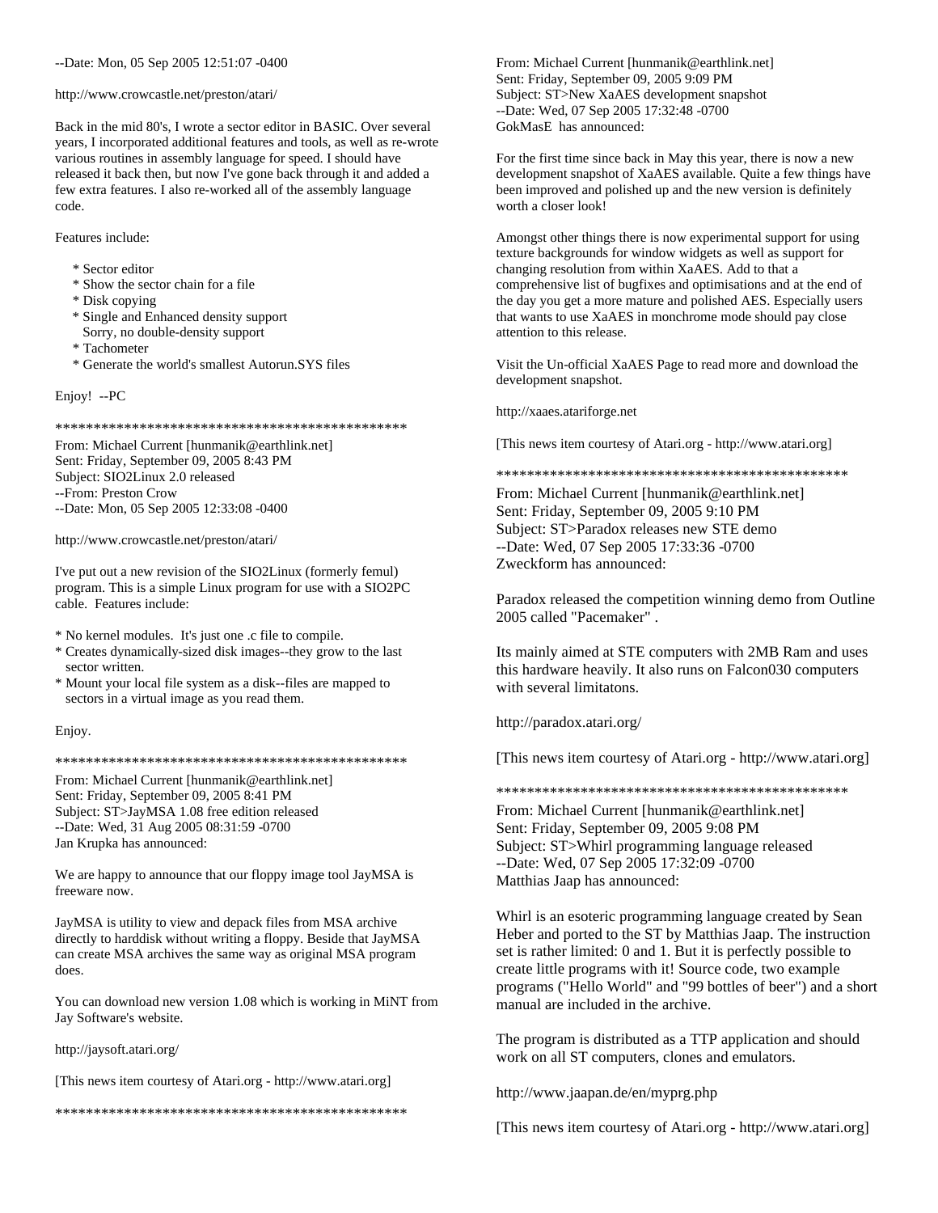--Date: Mon, 05 Sep 2005 12:51:07 -0400

http://www.crowcastle.net/preston/atari/

Back in the mid 80's, I wrote a sector editor in BASIC. Over several years, I incorporated additional features and tools, as well as re-wrote various routines in assembly language for speed. I should have released it back then, but now I've gone back through it and added a few extra features. I also re-worked all of the assembly language code.

Features include:

* Sector editor
* Show the sector chain for a file
* Disk copying
* Single and Enhanced density support
  Sorry, no double-density support
* Tachometer
* Generate the world's smallest Autorun.SYS files

Enjoy!  --PC

************************************************

From: Michael Current [hunmanik@earthlink.net]
Sent: Friday, September 09, 2005 8:43 PM
Subject: SIO2Linux 2.0 released
--From: Preston Crow
--Date: Mon, 05 Sep 2005 12:33:08 -0400

http://www.crowcastle.net/preston/atari/

I've put out a new revision of the SIO2Linux (formerly femul) program. This is a simple Linux program for use with a SIO2PC cable.  Features include:

* No kernel modules.  It's just one .c file to compile.
* Creates dynamically-sized disk images--they grow to the last sector written.
* Mount your local file system as a disk--files are mapped to sectors in a virtual image as you read them.

Enjoy.

************************************************

From: Michael Current [hunmanik@earthlink.net]
Sent: Friday, September 09, 2005 8:41 PM
Subject: ST>JayMSA 1.08 free edition released
--Date: Wed, 31 Aug 2005 08:31:59 -0700
Jan Krupka has announced:

We are happy to announce that our floppy image tool JayMSA is freeware now.

JayMSA is utility to view and depack files from MSA archive directly to harddisk without writing a floppy. Beside that JayMSA can create MSA archives the same way as original MSA program does.

You can download new version 1.08 which is working in MiNT from Jay Software's website.

http://jaysoft.atari.org/

[This news item courtesy of Atari.org - http://www.atari.org]

************************************************

From: Michael Current [hunmanik@earthlink.net]
Sent: Friday, September 09, 2005 9:09 PM
Subject: ST>New XaAES development snapshot
--Date: Wed, 07 Sep 2005 17:32:48 -0700
GokMasE  has announced:

For the first time since back in May this year, there is now a new development snapshot of XaAES available. Quite a few things have been improved and polished up and the new version is definitely worth a closer look!

Amongst other things there is now experimental support for using texture backgrounds for window widgets as well as support for changing resolution from within XaAES. Add to that a comprehensive list of bugfixes and optimisations and at the end of the day you get a more mature and polished AES. Especially users that wants to use XaAES in monchrome mode should pay close attention to this release.

Visit the Un-official XaAES Page to read more and download the development snapshot.

http://xaaes.atariforge.net

[This news item courtesy of Atari.org - http://www.atari.org]

************************************************

From: Michael Current [hunmanik@earthlink.net]
Sent: Friday, September 09, 2005 9:10 PM
Subject: ST>Paradox releases new STE demo
--Date: Wed, 07 Sep 2005 17:33:36 -0700
Zweckform has announced:

Paradox released the competition winning demo from Outline 2005 called "Pacemaker" .

Its mainly aimed at STE computers with 2MB Ram and uses this hardware heavily. It also runs on Falcon030 computers with several limitatons.

http://paradox.atari.org/

[This news item courtesy of Atari.org - http://www.atari.org]

************************************************

From: Michael Current [hunmanik@earthlink.net]
Sent: Friday, September 09, 2005 9:08 PM
Subject: ST>Whirl programming language released
--Date: Wed, 07 Sep 2005 17:32:09 -0700
Matthias Jaap has announced:

Whirl is an esoteric programming language created by Sean Heber and ported to the ST by Matthias Jaap. The instruction set is rather limited: 0 and 1. But it is perfectly possible to create little programs with it! Source code, two example programs ("Hello World" and "99 bottles of beer") and a short manual are included in the archive.

The program is distributed as a TTP application and should work on all ST computers, clones and emulators.

http://www.jaapan.de/en/myprg.php

[This news item courtesy of Atari.org - http://www.atari.org]